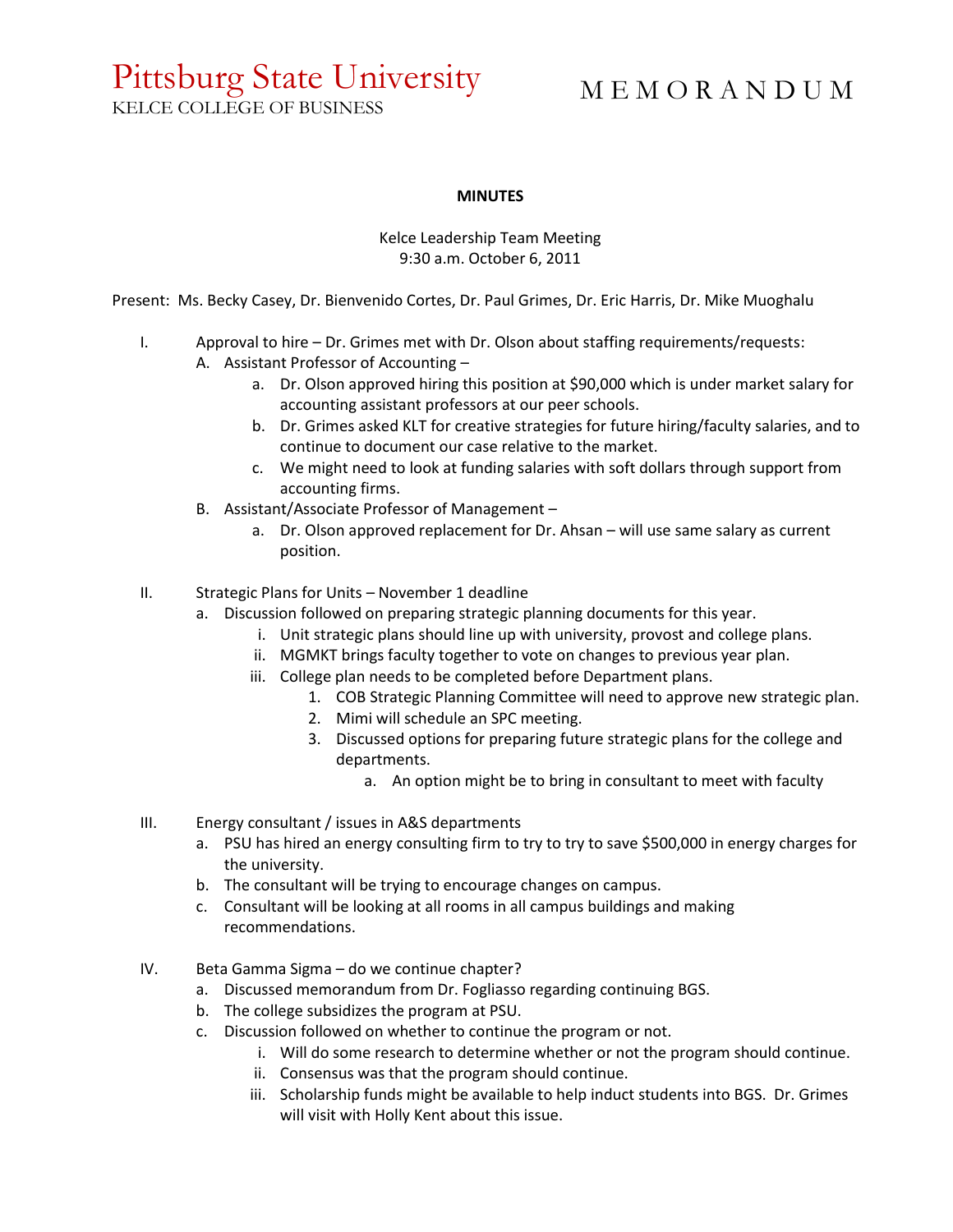Pittsburg State University
KELCE COLLEGE OF BUSINESS

# MEMORANDUM

**MINUTES**

Kelce Leadership Team Meeting
9:30 a.m. October 6, 2011

Present: Ms. Becky Casey, Dr. Bienvenido Cortes, Dr. Paul Grimes, Dr. Eric Harris, Dr. Mike Muoghalu

I. Approval to hire – Dr. Grimes met with Dr. Olson about staffing requirements/requests:
   A. Assistant Professor of Accounting –
      a. Dr. Olson approved hiring this position at $90,000 which is under market salary for accounting assistant professors at our peer schools.
      b. Dr. Grimes asked KLT for creative strategies for future hiring/faculty salaries, and to continue to document our case relative to the market.
      c. We might need to look at funding salaries with soft dollars through support from accounting firms.
   B. Assistant/Associate Professor of Management –
      a. Dr. Olson approved replacement for Dr. Ahsan – will use same salary as current position.

II. Strategic Plans for Units – November 1 deadline
   a. Discussion followed on preparing strategic planning documents for this year.
      i. Unit strategic plans should line up with university, provost and college plans.
      ii. MGMKT brings faculty together to vote on changes to previous year plan.
      iii. College plan needs to be completed before Department plans.
         1. COB Strategic Planning Committee will need to approve new strategic plan.
         2. Mimi will schedule an SPC meeting.
         3. Discussed options for preparing future strategic plans for the college and departments.
            a. An option might be to bring in consultant to meet with faculty

III. Energy consultant / issues in A&S departments
   a. PSU has hired an energy consulting firm to try to try to save $500,000 in energy charges for the university.
   b. The consultant will be trying to encourage changes on campus.
   c. Consultant will be looking at all rooms in all campus buildings and making recommendations.

IV. Beta Gamma Sigma – do we continue chapter?
   a. Discussed memorandum from Dr. Fogliasso regarding continuing BGS.
   b. The college subsidizes the program at PSU.
   c. Discussion followed on whether to continue the program or not.
      i. Will do some research to determine whether or not the program should continue.
      ii. Consensus was that the program should continue.
      iii. Scholarship funds might be available to help induct students into BGS. Dr. Grimes will visit with Holly Kent about this issue.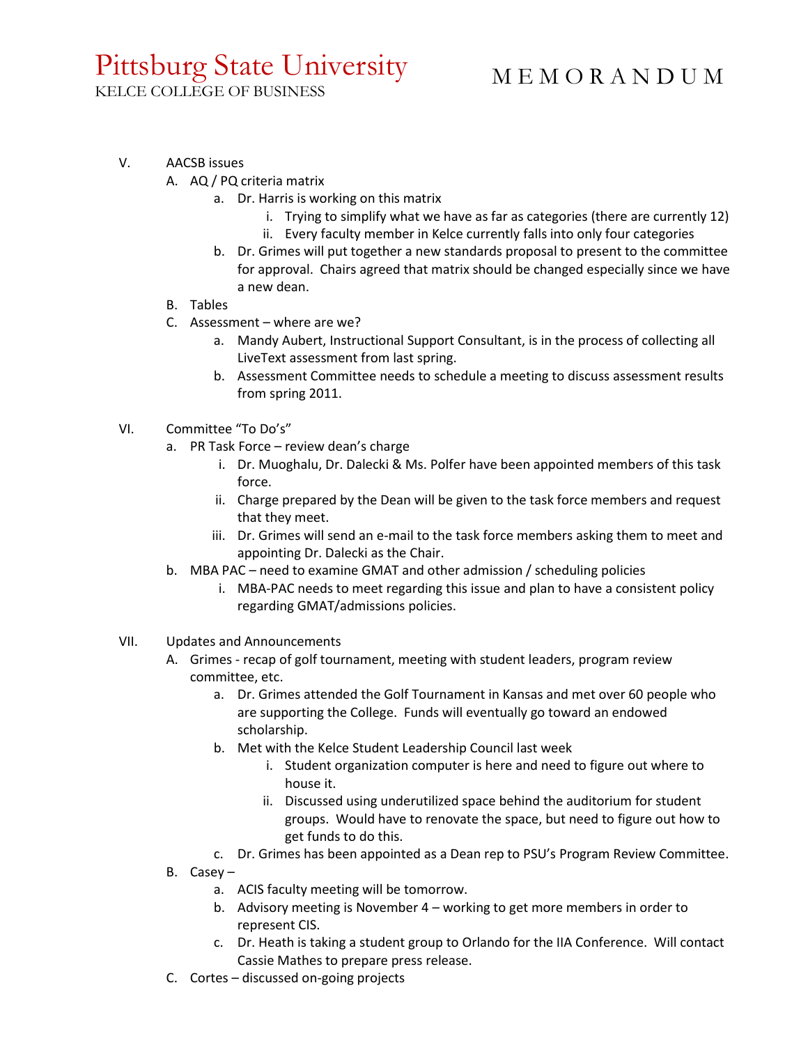V. AACSB issues
   A. AQ / PQ criteria matrix
      a. Dr. Harris is working on this matrix
         i. Trying to simplify what we have as far as categories (there are currently 12)
         ii. Every faculty member in Kelce currently falls into only four categories
      b. Dr. Grimes will put together a new standards proposal to present to the committee for approval. Chairs agreed that matrix should be changed especially since we have a new dean.
   B. Tables
   C. Assessment – where are we?
      a. Mandy Aubert, Instructional Support Consultant, is in the process of collecting all LiveText assessment from last spring.
      b. Assessment Committee needs to schedule a meeting to discuss assessment results from spring 2011.

VI. Committee "To Do's"
   a. PR Task Force – review dean's charge
      i. Dr. Muoghalu, Dr. Dalecki & Ms. Polfer have been appointed members of this task force.
      ii. Charge prepared by the Dean will be given to the task force members and request that they meet.
      iii. Dr. Grimes will send an e-mail to the task force members asking them to meet and appointing Dr. Dalecki as the Chair.
   b. MBA PAC – need to examine GMAT and other admission / scheduling policies
      i. MBA-PAC needs to meet regarding this issue and plan to have a consistent policy regarding GMAT/admissions policies.

VII. Updates and Announcements
   A. Grimes - recap of golf tournament, meeting with student leaders, program review committee, etc.
      a. Dr. Grimes attended the Golf Tournament in Kansas and met over 60 people who are supporting the College. Funds will eventually go toward an endowed scholarship.
      b. Met with the Kelce Student Leadership Council last week
         i. Student organization computer is here and need to figure out where to house it.
         ii. Discussed using underutilized space behind the auditorium for student groups. Would have to renovate the space, but need to figure out how to get funds to do this.
      c. Dr. Grimes has been appointed as a Dean rep to PSU's Program Review Committee.
   B. Casey –
      a. ACIS faculty meeting will be tomorrow.
      b. Advisory meeting is November 4 – working to get more members in order to represent CIS.
      c. Dr. Heath is taking a student group to Orlando for the IIA Conference. Will contact Cassie Mathes to prepare press release.
   C. Cortes – discussed on-going projects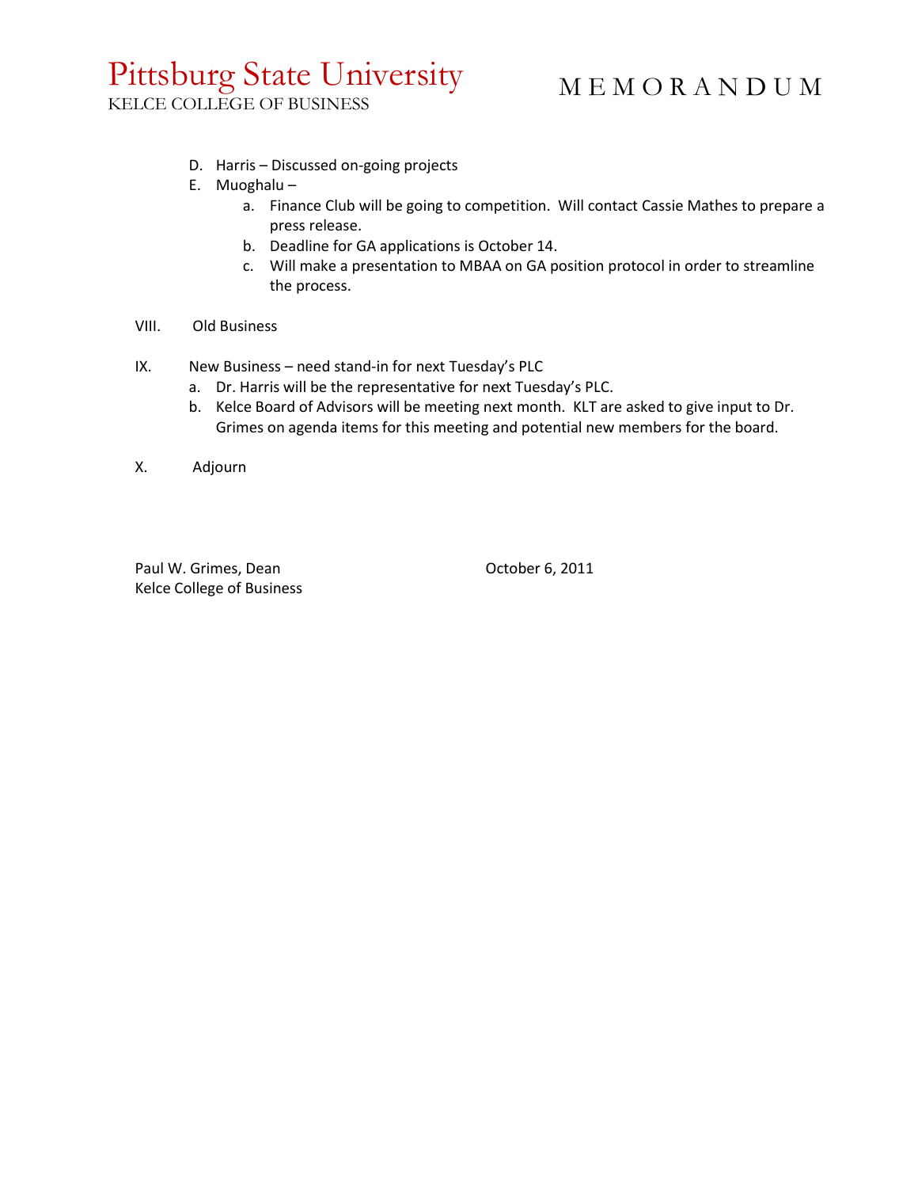D. Harris – Discussed on-going projects

E. Muoghalu –

   a. Finance Club will be going to competition. Will contact Cassie Mathes to prepare a press release.
   b. Deadline for GA applications is October 14.
   c. Will make a presentation to MBAA on GA position protocol in order to streamline the process.

VIII. Old Business

IX. New Business – need stand-in for next Tuesday's PLC

   a. Dr. Harris will be the representative for next Tuesday's PLC.
   b. Kelce Board of Advisors will be meeting next month. KLT are asked to give input to Dr. Grimes on agenda items for this meeting and potential new members for the board.

X. Adjourn

Paul W. Grimes, Dean
Kelce College of Business

October 6, 2011